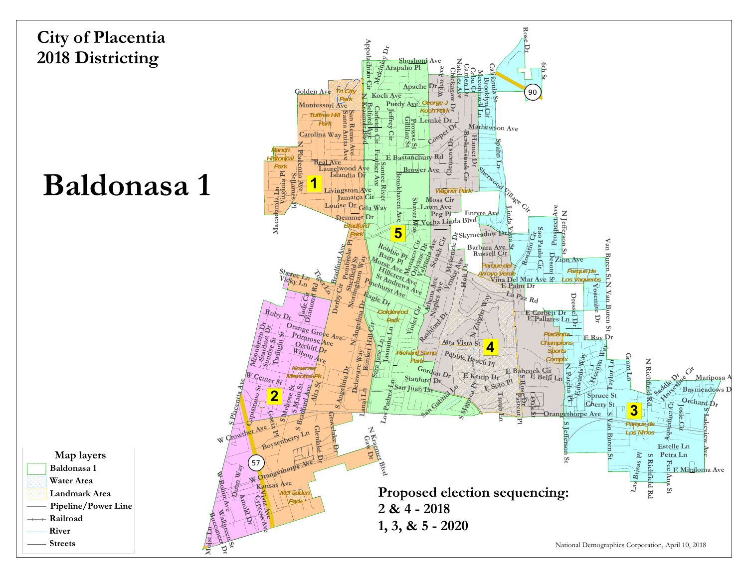# City of Placentia
# 2018 Districting

# Baldonasa 1

**Map layers**

- Baldonasa 1
- Water Area
- Landmark Area
- Pipeline/Power Line
- Railroad
- River
- Streets

**Proposed election sequencing:**
**2 & 4 - 2018**
**1, 3, & 5 - 2020**

National Demographics Corporation, April 10, 2018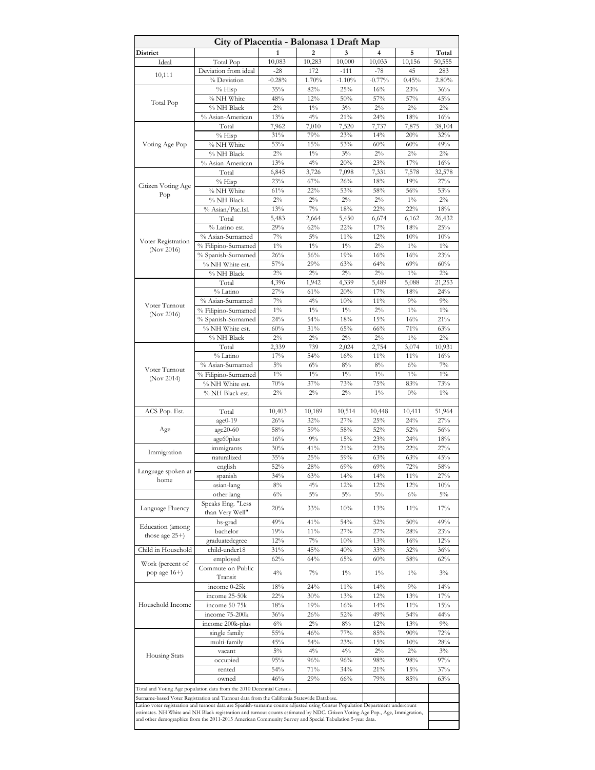# City of Placentia - Balonasa 1 Draft Map

| District | | 1 | 2 | 3 | 4 | 5 | Total |
|---|---|---|---|---|---|---|---|
| Ideal | Total Pop | 10,083 | 10,283 | 10,000 | 10,033 | 10,156 | 50,555 |
| 10,111 | Deviation from ideal | -28 | 172 | -111 | -78 | 45 | 283 |
| | % Deviation | -0.28% | 1.70% | -1.10% | -0.77% | 0.45% | 2.80% |
| Total Pop | % Hisp | 35% | 82% | 25% | 16% | 23% | 36% |
| | % NH White | 48% | 12% | 50% | 57% | 57% | 45% |
| | % NH Black | 2% | 1% | 3% | 2% | 2% | 2% |
| | % Asian-American | 13% | 4% | 21% | 24% | 18% | 16% |
| Voting Age Pop | Total | 7,962 | 7,010 | 7,520 | 7,737 | 7,875 | 38,104 |
| | % Hisp | 31% | 79% | 23% | 14% | 20% | 32% |
| | % NH White | 53% | 15% | 53% | 60% | 60% | 49% |
| | % NH Black | 2% | 1% | 3% | 2% | 2% | 2% |
| | % Asian-American | 13% | 4% | 20% | 23% | 17% | 16% |
| Citizen Voting Age Pop | Total | 6,845 | 3,726 | 7,098 | 7,331 | 7,578 | 32,578 |
| | % Hisp | 23% | 67% | 26% | 18% | 19% | 27% |
| | % NH White | 61% | 22% | 53% | 58% | 56% | 53% |
| | % NH Black | 2% | 2% | 2% | 2% | 1% | 2% |
| | % Asian/Pac.Isl. | 13% | 7% | 18% | 22% | 22% | 18% |
| Voter Registration (Nov 2016) | Total | 5,483 | 2,664 | 5,450 | 6,674 | 6,162 | 26,432 |
| | % Latino est. | 29% | 62% | 22% | 17% | 18% | 25% |
| | % Asian-Surnamed | 7% | 5% | 11% | 12% | 10% | 10% |
| | % Filipino-Surnamed | 1% | 1% | 1% | 2% | 1% | 1% |
| | % Spanish-Surnamed | 26% | 56% | 19% | 16% | 16% | 23% |
| | % NH White est. | 57% | 29% | 63% | 64% | 69% | 60% |
| | % NH Black | 2% | 2% | 2% | 2% | 1% | 2% |
| Voter Turnout (Nov 2016) | Total | 4,396 | 1,942 | 4,339 | 5,489 | 5,088 | 21,253 |
| | % Latino | 27% | 61% | 20% | 17% | 18% | 24% |
| | % Asian-Surnamed | 7% | 4% | 10% | 11% | 9% | 9% |
| | % Filipino-Surnamed | 1% | 1% | 1% | 2% | 1% | 1% |
| | % Spanish-Surnamed | 24% | 54% | 18% | 15% | 16% | 21% |
| | % NH White est. | 60% | 31% | 65% | 66% | 71% | 63% |
| | % NH Black | 2% | 2% | 2% | 2% | 1% | 2% |
| Voter Turnout (Nov 2014) | Total | 2,339 | 739 | 2,024 | 2,754 | 3,074 | 10,931 |
| | % Latino | 17% | 54% | 16% | 11% | 11% | 16% |
| | % Asian-Surnamed | 5% | 6% | 8% | 8% | 6% | 7% |
| | % Filipino-Surnamed | 1% | 1% | 1% | 1% | 1% | 1% |
| | % NH White est. | 70% | 37% | 73% | 75% | 83% | 73% |
| | % NH Black est. | 2% | 2% | 2% | 1% | 0% | 1% |
| ACS Pop. Est. | Total | 10,403 | 10,189 | 10,514 | 10,448 | 10,411 | 51,964 |
| Age | age0-19 | 26% | 32% | 27% | 25% | 24% | 27% |
| | age20-60 | 58% | 59% | 58% | 52% | 52% | 56% |
| | age60plus | 16% | 9% | 15% | 23% | 24% | 18% |
| Immigration | immigrants | 30% | 41% | 21% | 23% | 22% | 27% |
| | naturalized | 35% | 25% | 59% | 63% | 63% | 45% |
| Language spoken at home | english | 52% | 28% | 69% | 69% | 72% | 58% |
| | spanish | 34% | 63% | 14% | 14% | 11% | 27% |
| | asian-lang | 8% | 4% | 12% | 12% | 12% | 10% |
| | other lang | 6% | 5% | 5% | 5% | 6% | 5% |
| Language Fluency | Speaks Eng. "Less than Very Well" | 20% | 33% | 10% | 13% | 11% | 17% |
| Education (among those age 25+) | hs-grad | 49% | 41% | 54% | 52% | 50% | 49% |
| | bachelor | 19% | 11% | 27% | 27% | 28% | 23% |
| | graduatedegree | 12% | 7% | 10% | 13% | 16% | 12% |
| Child in Household | child-under18 | 31% | 45% | 40% | 33% | 32% | 36% |
| Work (percent of pop age 16+) | employed | 62% | 64% | 65% | 60% | 58% | 62% |
| | Commute on Public Transit | 4% | 7% | 1% | 1% | 1% | 3% |
| Household Income | income 0-25k | 18% | 24% | 11% | 14% | 9% | 14% |
| | income 25-50k | 22% | 30% | 13% | 12% | 13% | 17% |
| | income 50-75k | 18% | 19% | 16% | 14% | 11% | 15% |
| | income 75-200k | 36% | 26% | 52% | 49% | 54% | 44% |
| | income 200k-plus | 6% | 2% | 8% | 12% | 13% | 9% |
| Housing Stats | single family | 55% | 46% | 77% | 85% | 90% | 72% |
| | multi-family | 45% | 54% | 23% | 15% | 10% | 28% |
| | vacant | 5% | 4% | 4% | 2% | 2% | 3% |
| | occupied | 95% | 96% | 96% | 98% | 98% | 97% |
| | rented | 54% | 71% | 34% | 21% | 15% | 37% |
| | owned | 46% | 29% | 66% | 79% | 85% | 63% |

Total and Voting Age population data from the 2010 Decennial Census.

Surname-based Voter Registration and Turnout data from the California Statewide Database.

Latino voter registration and turnout data are Spanish-surname counts adjusted using Census Population Department undercount estimates. NH White and NH Black registration and turnout counts estimated by NDC. Citizen Voting Age Pop., Age, Immigration, and other demographics from the 2011-2015 American Community Survey and Special Tabulation 5-year data.